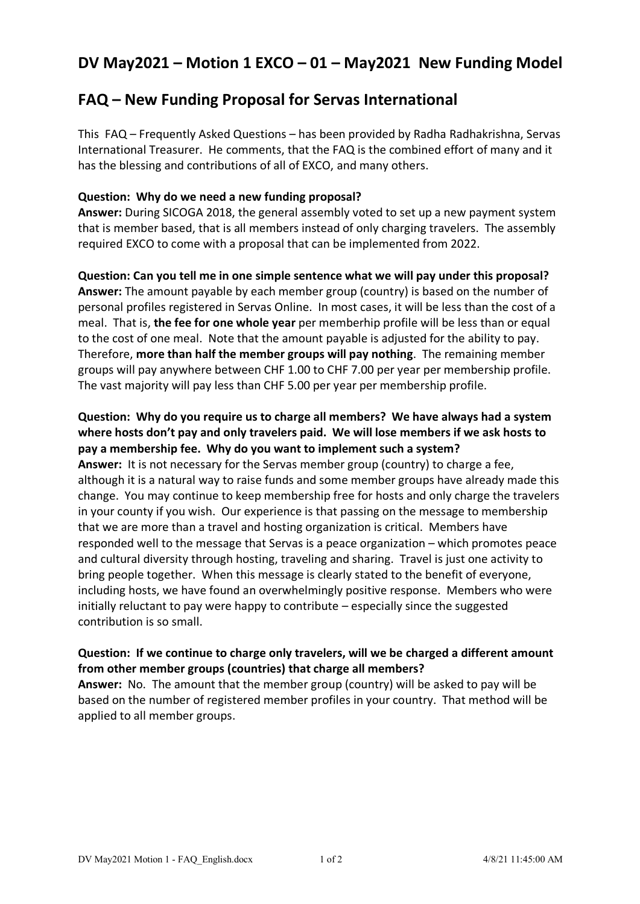## DV May2021 – Motion 1 EXCO – 01 – May2021 New Funding Model

## FAQ – New Funding Proposal for Servas International

This FAQ – Frequently Asked Questions – has been provided by Radha Radhakrishna, Servas International Treasurer. He comments, that the FAQ is the combined effort of many and it has the blessing and contributions of all of EXCO, and many others.

**Question: Why do we need a new funding proposal?**
**Answer:** During SICOGA 2018, the general assembly voted to set up a new payment system that is member based, that is all members instead of only charging travelers. The assembly required EXCO to come with a proposal that can be implemented from 2022.

**Question: Can you tell me in one simple sentence what we will pay under this proposal?**
**Answer:** The amount payable by each member group (country) is based on the number of personal profiles registered in Servas Online. In most cases, it will be less than the cost of a meal. That is, **the fee for one whole year** per memberhip profile will be less than or equal to the cost of one meal. Note that the amount payable is adjusted for the ability to pay. Therefore, **more than half the member groups will pay nothing**. The remaining member groups will pay anywhere between CHF 1.00 to CHF 7.00 per year per membership profile. The vast majority will pay less than CHF 5.00 per year per membership profile.

**Question: Why do you require us to charge all members? We have always had a system where hosts don't pay and only travelers paid. We will lose members if we ask hosts to pay a membership fee. Why do you want to implement such a system?**
**Answer:** It is not necessary for the Servas member group (country) to charge a fee, although it is a natural way to raise funds and some member groups have already made this change. You may continue to keep membership free for hosts and only charge the travelers in your county if you wish. Our experience is that passing on the message to membership that we are more than a travel and hosting organization is critical. Members have responded well to the message that Servas is a peace organization – which promotes peace and cultural diversity through hosting, traveling and sharing. Travel is just one activity to bring people together. When this message is clearly stated to the benefit of everyone, including hosts, we have found an overwhelmingly positive response. Members who were initially reluctant to pay were happy to contribute – especially since the suggested contribution is so small.

**Question: If we continue to charge only travelers, will we be charged a different amount from other member groups (countries) that charge all members?**
**Answer:** No. The amount that the member group (country) will be asked to pay will be based on the number of registered member profiles in your country. That method will be applied to all member groups.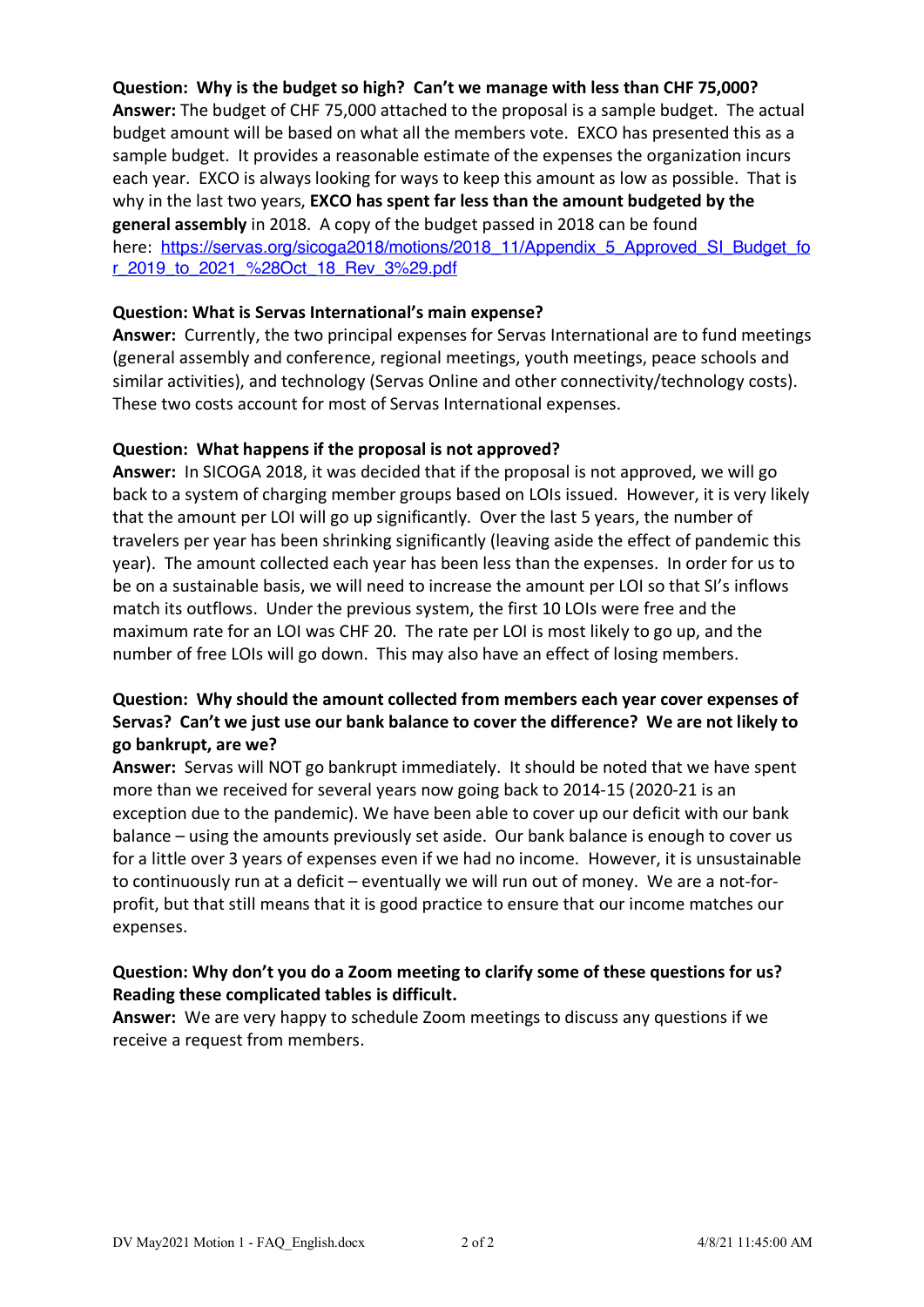**Question: Why is the budget so high? Can't we manage with less than CHF 75,000?**
**Answer:** The budget of CHF 75,000 attached to the proposal is a sample budget. The actual budget amount will be based on what all the members vote. EXCO has presented this as a sample budget. It provides a reasonable estimate of the expenses the organization incurs each year. EXCO is always looking for ways to keep this amount as low as possible. That is why in the last two years, **EXCO has spent far less than the amount budgeted by the general assembly** in 2018. A copy of the budget passed in 2018 can be found here: https://servas.org/sicoga2018/motions/2018_11/Appendix_5_Approved_SI_Budget_for_2019_to_2021_%28Oct_18_Rev_3%29.pdf

**Question: What is Servas International's main expense?**
**Answer:** Currently, the two principal expenses for Servas International are to fund meetings (general assembly and conference, regional meetings, youth meetings, peace schools and similar activities), and technology (Servas Online and other connectivity/technology costs). These two costs account for most of Servas International expenses.

**Question: What happens if the proposal is not approved?**
**Answer:** In SICOGA 2018, it was decided that if the proposal is not approved, we will go back to a system of charging member groups based on LOIs issued. However, it is very likely that the amount per LOI will go up significantly. Over the last 5 years, the number of travelers per year has been shrinking significantly (leaving aside the effect of pandemic this year). The amount collected each year has been less than the expenses. In order for us to be on a sustainable basis, we will need to increase the amount per LOI so that SI's inflows match its outflows. Under the previous system, the first 10 LOIs were free and the maximum rate for an LOI was CHF 20. The rate per LOI is most likely to go up, and the number of free LOIs will go down. This may also have an effect of losing members.

**Question: Why should the amount collected from members each year cover expenses of Servas? Can't we just use our bank balance to cover the difference? We are not likely to go bankrupt, are we?**
**Answer:** Servas will NOT go bankrupt immediately. It should be noted that we have spent more than we received for several years now going back to 2014-15 (2020-21 is an exception due to the pandemic). We have been able to cover up our deficit with our bank balance – using the amounts previously set aside. Our bank balance is enough to cover us for a little over 3 years of expenses even if we had no income. However, it is unsustainable to continuously run at a deficit – eventually we will run out of money. We are a not-for-profit, but that still means that it is good practice to ensure that our income matches our expenses.

**Question: Why don't you do a Zoom meeting to clarify some of these questions for us? Reading these complicated tables is difficult.**
**Answer:** We are very happy to schedule Zoom meetings to discuss any questions if we receive a request from members.